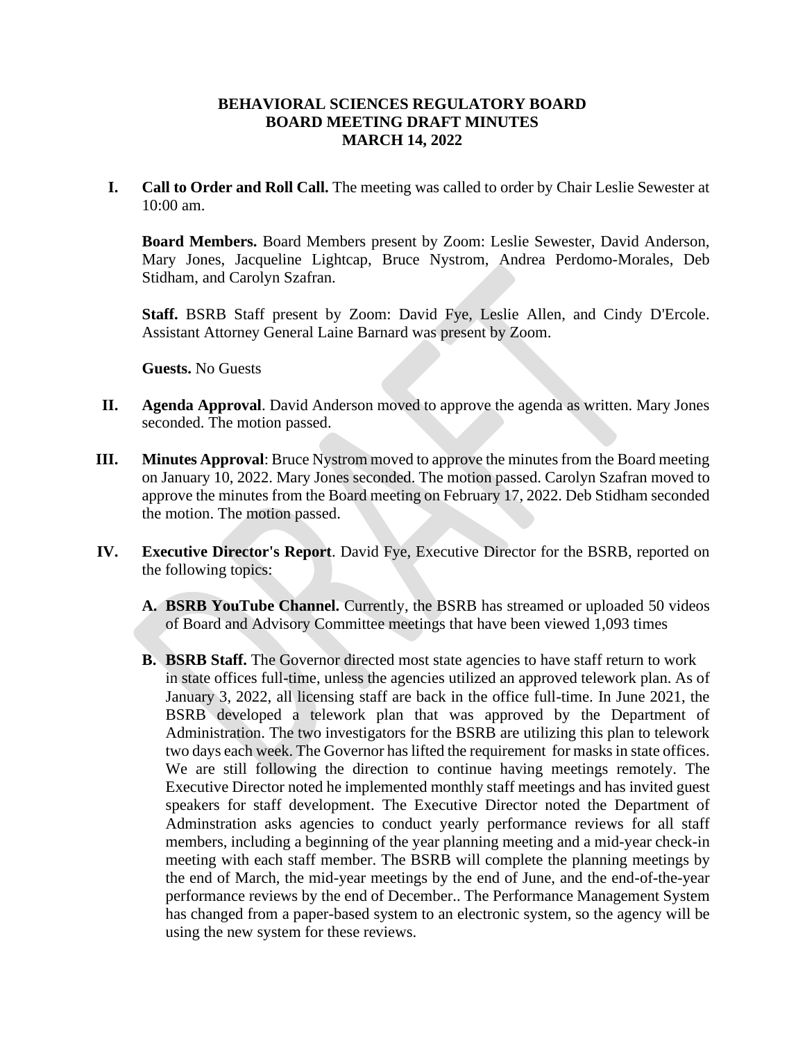# BEHAVIORAL SCIENCES REGULATORY BOARD
## BOARD MEETING DRAFT MINUTES
## MARCH 14, 2022

**I. Call to Order and Roll Call.** The meeting was called to order by Chair Leslie Sewester at 10:00 am.

**Board Members.** Board Members present by Zoom: Leslie Sewester, David Anderson, Mary Jones, Jacqueline Lightcap, Bruce Nystrom, Andrea Perdomo-Morales, Deb Stidham, and Carolyn Szafran.

**Staff.** BSRB Staff present by Zoom: David Fye, Leslie Allen, and Cindy D'Ercole. Assistant Attorney General Laine Barnard was present by Zoom.

**Guests.** No Guests

**II. Agenda Approval**. David Anderson moved to approve the agenda as written. Mary Jones seconded. The motion passed.

**III. Minutes Approval**: Bruce Nystrom moved to approve the minutes from the Board meeting on January 10, 2022. Mary Jones seconded. The motion passed. Carolyn Szafran moved to approve the minutes from the Board meeting on February 17, 2022. Deb Stidham seconded the motion. The motion passed.

**IV. Executive Director's Report**. David Fye, Executive Director for the BSRB, reported on the following topics:

**A. BSRB YouTube Channel.** Currently, the BSRB has streamed or uploaded 50 videos of Board and Advisory Committee meetings that have been viewed 1,093 times

**B. BSRB Staff.** The Governor directed most state agencies to have staff return to work in state offices full-time, unless the agencies utilized an approved telework plan. As of January 3, 2022, all licensing staff are back in the office full-time. In June 2021, the BSRB developed a telework plan that was approved by the Department of Administration. The two investigators for the BSRB are utilizing this plan to telework two days each week. The Governor has lifted the requirement for masks in state offices. We are still following the direction to continue having meetings remotely. The Executive Director noted he implemented monthly staff meetings and has invited guest speakers for staff development. The Executive Director noted the Department of Adminstration asks agencies to conduct yearly performance reviews for all staff members, including a beginning of the year planning meeting and a mid-year check-in meeting with each staff member. The BSRB will complete the planning meetings by the end of March, the mid-year meetings by the end of June, and the end-of-the-year performance reviews by the end of December.. The Performance Management System has changed from a paper-based system to an electronic system, so the agency will be using the new system for these reviews.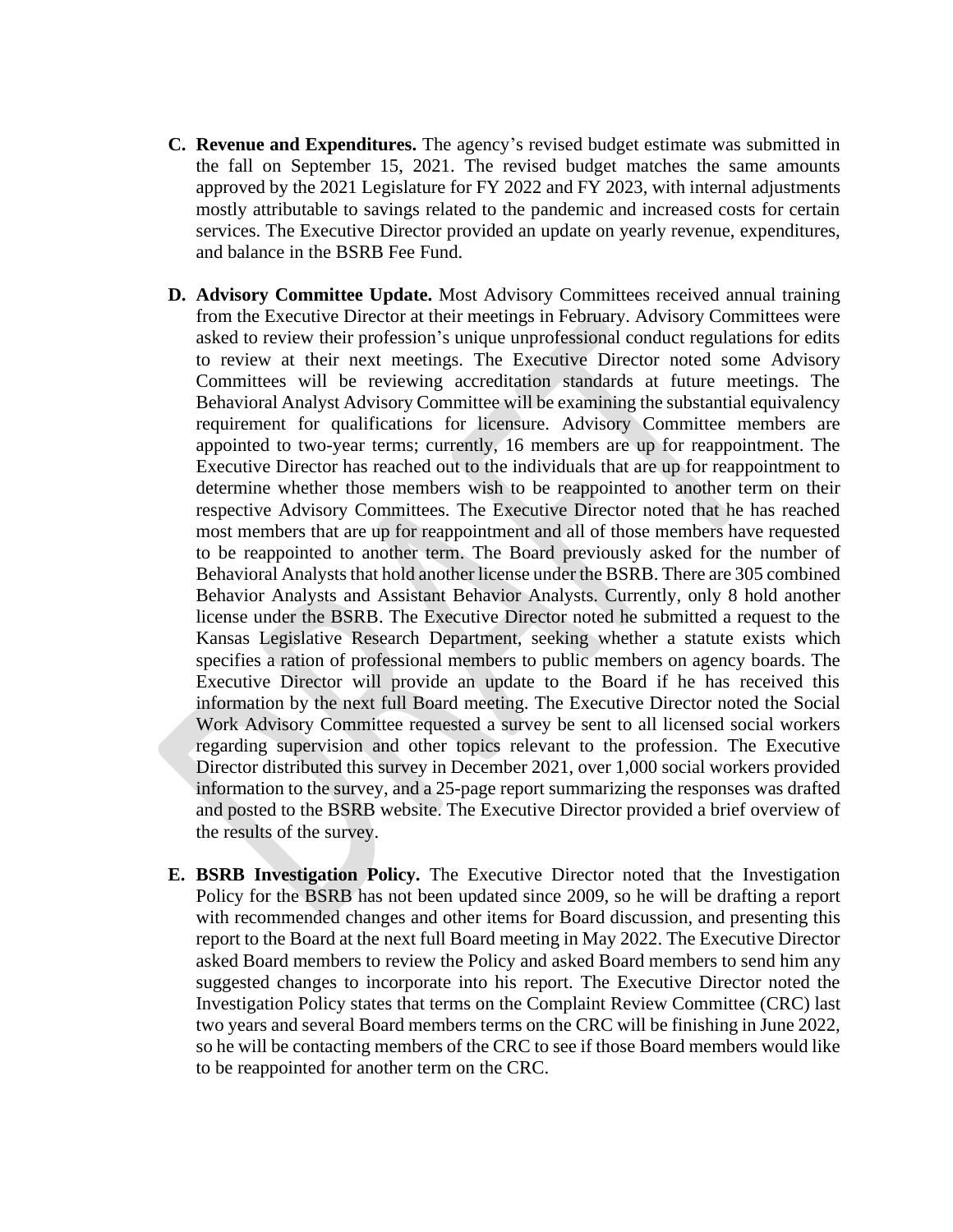C. **Revenue and Expenditures.** The agency's revised budget estimate was submitted in the fall on September 15, 2021. The revised budget matches the same amounts approved by the 2021 Legislature for FY 2022 and FY 2023, with internal adjustments mostly attributable to savings related to the pandemic and increased costs for certain services. The Executive Director provided an update on yearly revenue, expenditures, and balance in the BSRB Fee Fund.

D. **Advisory Committee Update.** Most Advisory Committees received annual training from the Executive Director at their meetings in February. Advisory Committees were asked to review their profession's unique unprofessional conduct regulations for edits to review at their next meetings. The Executive Director noted some Advisory Committees will be reviewing accreditation standards at future meetings. The Behavioral Analyst Advisory Committee will be examining the substantial equivalency requirement for qualifications for licensure. Advisory Committee members are appointed to two-year terms; currently, 16 members are up for reappointment. The Executive Director has reached out to the individuals that are up for reappointment to determine whether those members wish to be reappointed to another term on their respective Advisory Committees. The Executive Director noted that he has reached most members that are up for reappointment and all of those members have requested to be reappointed to another term. The Board previously asked for the number of Behavioral Analysts that hold another license under the BSRB. There are 305 combined Behavior Analysts and Assistant Behavior Analysts. Currently, only 8 hold another license under the BSRB. The Executive Director noted he submitted a request to the Kansas Legislative Research Department, seeking whether a statute exists which specifies a ration of professional members to public members on agency boards. The Executive Director will provide an update to the Board if he has received this information by the next full Board meeting. The Executive Director noted the Social Work Advisory Committee requested a survey be sent to all licensed social workers regarding supervision and other topics relevant to the profession. The Executive Director distributed this survey in December 2021, over 1,000 social workers provided information to the survey, and a 25-page report summarizing the responses was drafted and posted to the BSRB website. The Executive Director provided a brief overview of the results of the survey.

E. **BSRB Investigation Policy.** The Executive Director noted that the Investigation Policy for the BSRB has not been updated since 2009, so he will be drafting a report with recommended changes and other items for Board discussion, and presenting this report to the Board at the next full Board meeting in May 2022. The Executive Director asked Board members to review the Policy and asked Board members to send him any suggested changes to incorporate into his report. The Executive Director noted the Investigation Policy states that terms on the Complaint Review Committee (CRC) last two years and several Board members terms on the CRC will be finishing in June 2022, so he will be contacting members of the CRC to see if those Board members would like to be reappointed for another term on the CRC.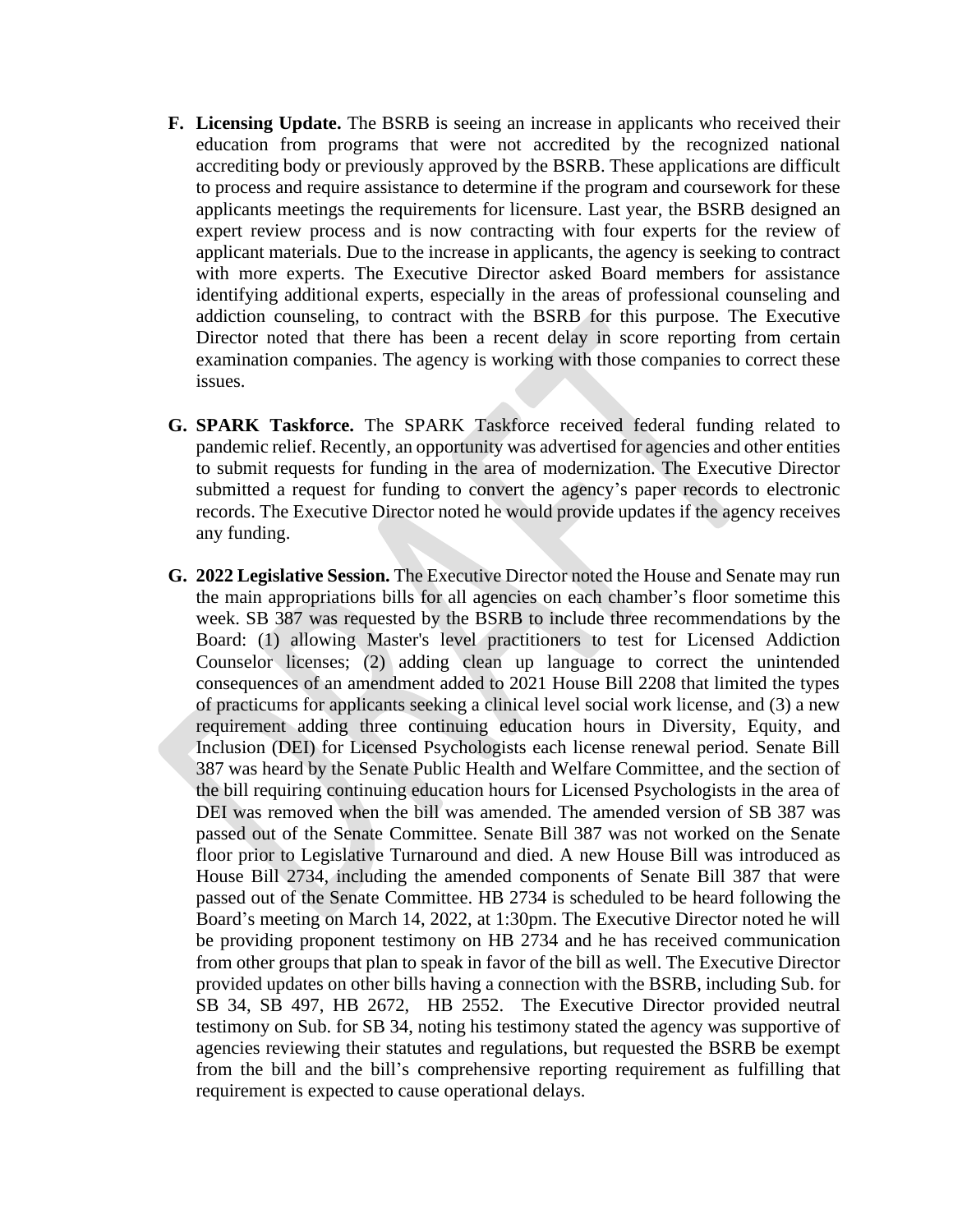F. **Licensing Update.** The BSRB is seeing an increase in applicants who received their education from programs that were not accredited by the recognized national accrediting body or previously approved by the BSRB. These applications are difficult to process and require assistance to determine if the program and coursework for these applicants meetings the requirements for licensure. Last year, the BSRB designed an expert review process and is now contracting with four experts for the review of applicant materials. Due to the increase in applicants, the agency is seeking to contract with more experts. The Executive Director asked Board members for assistance identifying additional experts, especially in the areas of professional counseling and addiction counseling, to contract with the BSRB for this purpose. The Executive Director noted that there has been a recent delay in score reporting from certain examination companies. The agency is working with those companies to correct these issues.

G. **SPARK Taskforce.** The SPARK Taskforce received federal funding related to pandemic relief. Recently, an opportunity was advertised for agencies and other entities to submit requests for funding in the area of modernization. The Executive Director submitted a request for funding to convert the agency's paper records to electronic records. The Executive Director noted he would provide updates if the agency receives any funding.

G. **2022 Legislative Session.** The Executive Director noted the House and Senate may run the main appropriations bills for all agencies on each chamber's floor sometime this week. SB 387 was requested by the BSRB to include three recommendations by the Board: (1) allowing Master's level practitioners to test for Licensed Addiction Counselor licenses; (2) adding clean up language to correct the unintended consequences of an amendment added to 2021 House Bill 2208 that limited the types of practicums for applicants seeking a clinical level social work license, and (3) a new requirement adding three continuing education hours in Diversity, Equity, and Inclusion (DEI) for Licensed Psychologists each license renewal period. Senate Bill 387 was heard by the Senate Public Health and Welfare Committee, and the section of the bill requiring continuing education hours for Licensed Psychologists in the area of DEI was removed when the bill was amended. The amended version of SB 387 was passed out of the Senate Committee. Senate Bill 387 was not worked on the Senate floor prior to Legislative Turnaround and died. A new House Bill was introduced as House Bill 2734, including the amended components of Senate Bill 387 that were passed out of the Senate Committee. HB 2734 is scheduled to be heard following the Board's meeting on March 14, 2022, at 1:30pm. The Executive Director noted he will be providing proponent testimony on HB 2734 and he has received communication from other groups that plan to speak in favor of the bill as well. The Executive Director provided updates on other bills having a connection with the BSRB, including Sub. for SB 34, SB 497, HB 2672, HB 2552. The Executive Director provided neutral testimony on Sub. for SB 34, noting his testimony stated the agency was supportive of agencies reviewing their statutes and regulations, but requested the BSRB be exempt from the bill and the bill's comprehensive reporting requirement as fulfilling that requirement is expected to cause operational delays.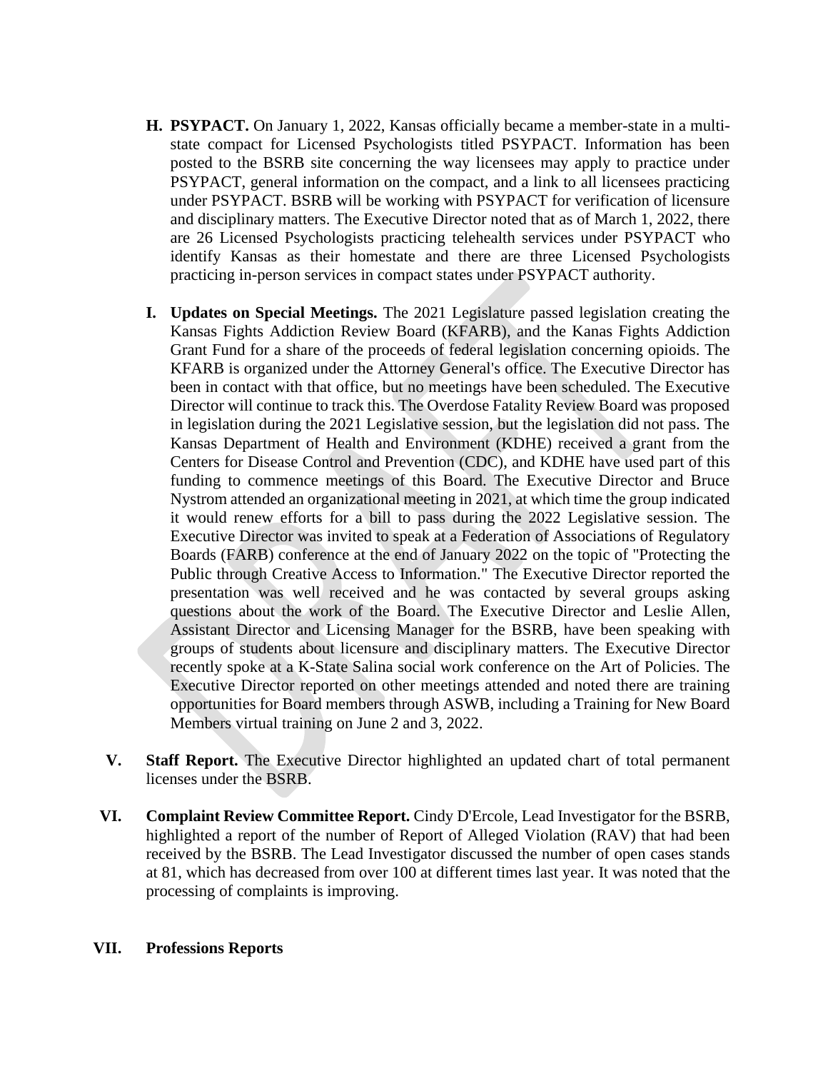**H. PSYPACT.** On January 1, 2022, Kansas officially became a member-state in a multi-state compact for Licensed Psychologists titled PSYPACT. Information has been posted to the BSRB site concerning the way licensees may apply to practice under PSYPACT, general information on the compact, and a link to all licensees practicing under PSYPACT. BSRB will be working with PSYPACT for verification of licensure and disciplinary matters. The Executive Director noted that as of March 1, 2022, there are 26 Licensed Psychologists practicing telehealth services under PSYPACT who identify Kansas as their homestate and there are three Licensed Psychologists practicing in-person services in compact states under PSYPACT authority.

**I. Updates on Special Meetings.** The 2021 Legislature passed legislation creating the Kansas Fights Addiction Review Board (KFARB), and the Kanas Fights Addiction Grant Fund for a share of the proceeds of federal legislation concerning opioids. The KFARB is organized under the Attorney General's office. The Executive Director has been in contact with that office, but no meetings have been scheduled. The Executive Director will continue to track this. The Overdose Fatality Review Board was proposed in legislation during the 2021 Legislative session, but the legislation did not pass. The Kansas Department of Health and Environment (KDHE) received a grant from the Centers for Disease Control and Prevention (CDC), and KDHE have used part of this funding to commence meetings of this Board. The Executive Director and Bruce Nystrom attended an organizational meeting in 2021, at which time the group indicated it would renew efforts for a bill to pass during the 2022 Legislative session. The Executive Director was invited to speak at a Federation of Associations of Regulatory Boards (FARB) conference at the end of January 2022 on the topic of "Protecting the Public through Creative Access to Information." The Executive Director reported the presentation was well received and he was contacted by several groups asking questions about the work of the Board. The Executive Director and Leslie Allen, Assistant Director and Licensing Manager for the BSRB, have been speaking with groups of students about licensure and disciplinary matters. The Executive Director recently spoke at a K-State Salina social work conference on the Art of Policies. The Executive Director reported on other meetings attended and noted there are training opportunities for Board members through ASWB, including a Training for New Board Members virtual training on June 2 and 3, 2022.

**V. Staff Report.** The Executive Director highlighted an updated chart of total permanent licenses under the BSRB.

**VI. Complaint Review Committee Report.** Cindy D'Ercole, Lead Investigator for the BSRB, highlighted a report of the number of Report of Alleged Violation (RAV) that had been received by the BSRB. The Lead Investigator discussed the number of open cases stands at 81, which has decreased from over 100 at different times last year. It was noted that the processing of complaints is improving.

**VII. Professions Reports**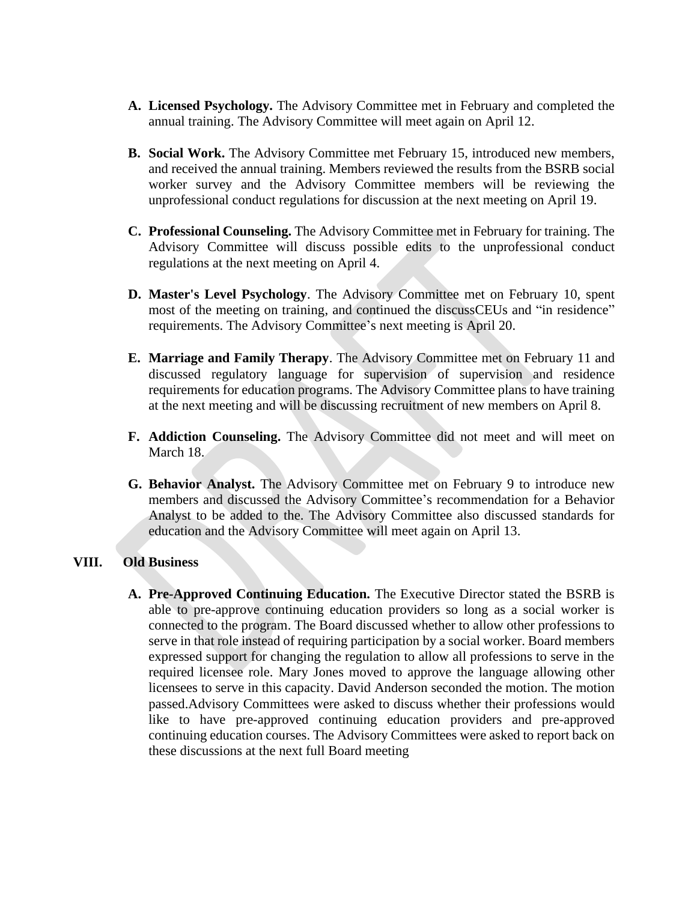A. **Licensed Psychology.** The Advisory Committee met in February and completed the annual training. The Advisory Committee will meet again on April 12.

B. **Social Work.** The Advisory Committee met February 15, introduced new members, and received the annual training. Members reviewed the results from the BSRB social worker survey and the Advisory Committee members will be reviewing the unprofessional conduct regulations for discussion at the next meeting on April 19.

C. **Professional Counseling.** The Advisory Committee met in February for training. The Advisory Committee will discuss possible edits to the unprofessional conduct regulations at the next meeting on April 4.

D. **Master's Level Psychology**. The Advisory Committee met on February 10, spent most of the meeting on training, and continued the discussCEUs and "in residence" requirements. The Advisory Committee's next meeting is April 20.

E. **Marriage and Family Therapy**. The Advisory Committee met on February 11 and discussed regulatory language for supervision of supervision and residence requirements for education programs. The Advisory Committee plans to have training at the next meeting and will be discussing recruitment of new members on April 8.

F. **Addiction Counseling.** The Advisory Committee did not meet and will meet on March 18.

G. **Behavior Analyst.** The Advisory Committee met on February 9 to introduce new members and discussed the Advisory Committee's recommendation for a Behavior Analyst to be added to the. The Advisory Committee also discussed standards for education and the Advisory Committee will meet again on April 13.

## VIII. Old Business

A. **Pre-Approved Continuing Education.** The Executive Director stated the BSRB is able to pre-approve continuing education providers so long as a social worker is connected to the program. The Board discussed whether to allow other professions to serve in that role instead of requiring participation by a social worker. Board members expressed support for changing the regulation to allow all professions to serve in the required licensee role. Mary Jones moved to approve the language allowing other licensees to serve in this capacity. David Anderson seconded the motion. The motion passed.Advisory Committees were asked to discuss whether their professions would like to have pre-approved continuing education providers and pre-approved continuing education courses. The Advisory Committees were asked to report back on these discussions at the next full Board meeting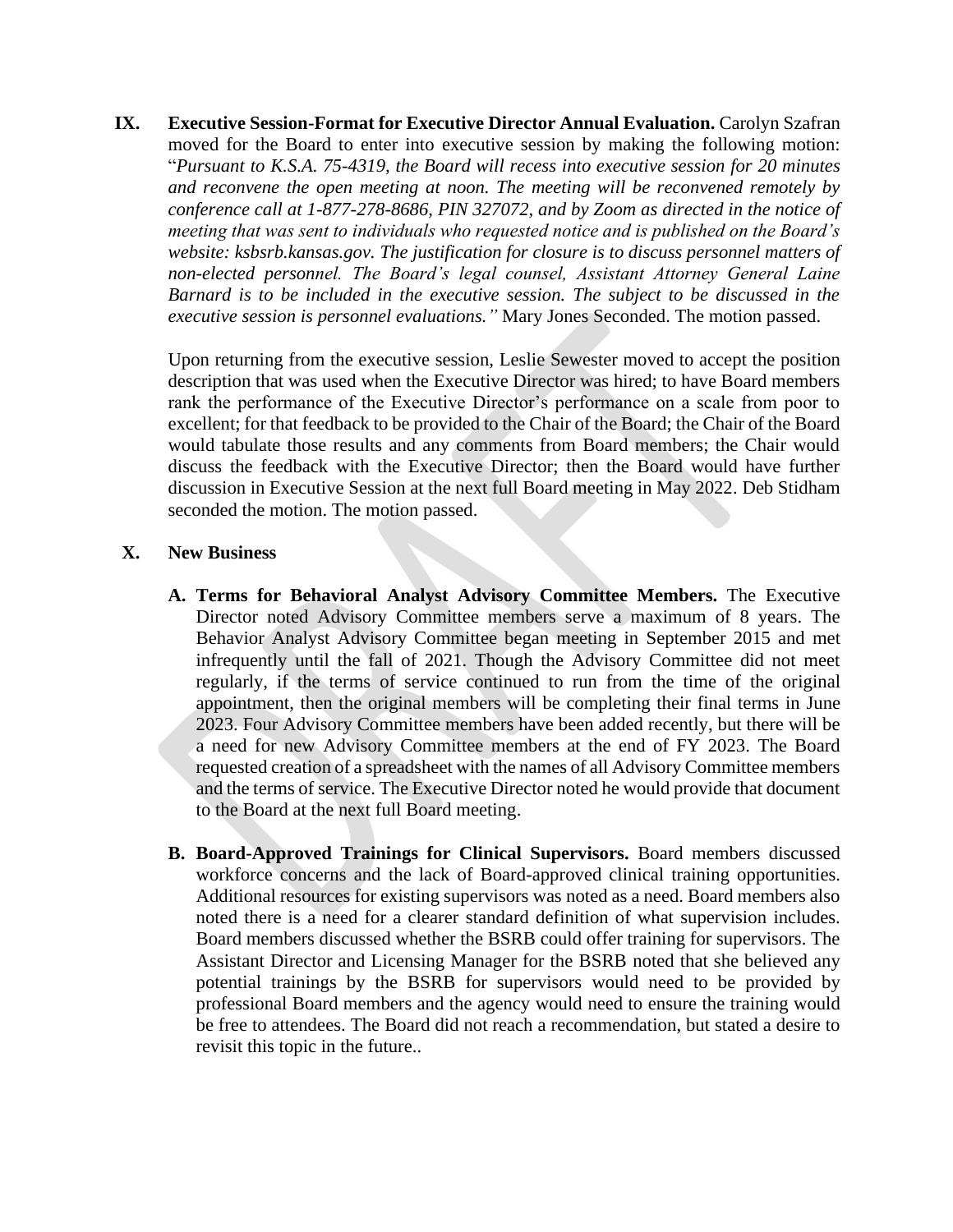**IX. Executive Session-Format for Executive Director Annual Evaluation.** Carolyn Szafran moved for the Board to enter into executive session by making the following motion: "*Pursuant to K.S.A. 75-4319, the Board will recess into executive session for 20 minutes and reconvene the open meeting at noon. The meeting will be reconvened remotely by conference call at 1-877-278-8686, PIN 327072, and by Zoom as directed in the notice of meeting that was sent to individuals who requested notice and is published on the Board's website: ksbsrb.kansas.gov. The justification for closure is to discuss personnel matters of non-elected personnel. The Board's legal counsel, Assistant Attorney General Laine Barnard is to be included in the executive session. The subject to be discussed in the executive session is personnel evaluations."* Mary Jones Seconded. The motion passed.

Upon returning from the executive session, Leslie Sewester moved to accept the position description that was used when the Executive Director was hired; to have Board members rank the performance of the Executive Director's performance on a scale from poor to excellent; for that feedback to be provided to the Chair of the Board; the Chair of the Board would tabulate those results and any comments from Board members; the Chair would discuss the feedback with the Executive Director; then the Board would have further discussion in Executive Session at the next full Board meeting in May 2022. Deb Stidham seconded the motion. The motion passed.

**X. New Business**

**A. Terms for Behavioral Analyst Advisory Committee Members.** The Executive Director noted Advisory Committee members serve a maximum of 8 years. The Behavior Analyst Advisory Committee began meeting in September 2015 and met infrequently until the fall of 2021. Though the Advisory Committee did not meet regularly, if the terms of service continued to run from the time of the original appointment, then the original members will be completing their final terms in June 2023. Four Advisory Committee members have been added recently, but there will be a need for new Advisory Committee members at the end of FY 2023. The Board requested creation of a spreadsheet with the names of all Advisory Committee members and the terms of service. The Executive Director noted he would provide that document to the Board at the next full Board meeting.

**B. Board-Approved Trainings for Clinical Supervisors.** Board members discussed workforce concerns and the lack of Board-approved clinical training opportunities. Additional resources for existing supervisors was noted as a need. Board members also noted there is a need for a clearer standard definition of what supervision includes. Board members discussed whether the BSRB could offer training for supervisors. The Assistant Director and Licensing Manager for the BSRB noted that she believed any potential trainings by the BSRB for supervisors would need to be provided by professional Board members and the agency would need to ensure the training would be free to attendees. The Board did not reach a recommendation, but stated a desire to revisit this topic in the future..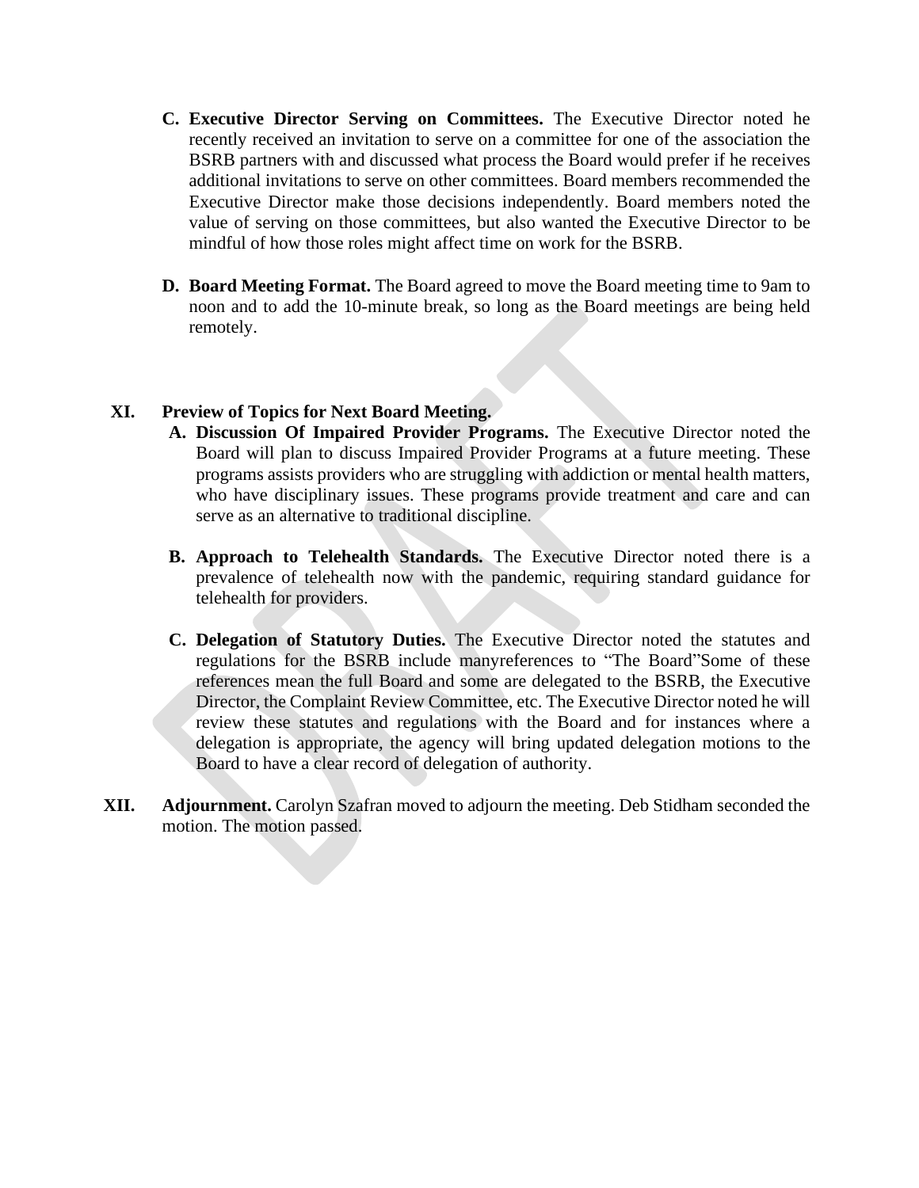C. **Executive Director Serving on Committees.** The Executive Director noted he recently received an invitation to serve on a committee for one of the association the BSRB partners with and discussed what process the Board would prefer if he receives additional invitations to serve on other committees. Board members recommended the Executive Director make those decisions independently. Board members noted the value of serving on those committees, but also wanted the Executive Director to be mindful of how those roles might affect time on work for the BSRB.

D. **Board Meeting Format.** The Board agreed to move the Board meeting time to 9am to noon and to add the 10-minute break, so long as the Board meetings are being held remotely.

XI. **Preview of Topics for Next Board Meeting.**

A. **Discussion Of Impaired Provider Programs.** The Executive Director noted the Board will plan to discuss Impaired Provider Programs at a future meeting. These programs assists providers who are struggling with addiction or mental health matters, who have disciplinary issues. These programs provide treatment and care and can serve as an alternative to traditional discipline.

B. **Approach to Telehealth Standards.** The Executive Director noted there is a prevalence of telehealth now with the pandemic, requiring standard guidance for telehealth for providers.

C. **Delegation of Statutory Duties.** The Executive Director noted the statutes and regulations for the BSRB include manyreferences to "The Board"Some of these references mean the full Board and some are delegated to the BSRB, the Executive Director, the Complaint Review Committee, etc. The Executive Director noted he will review these statutes and regulations with the Board and for instances where a delegation is appropriate, the agency will bring updated delegation motions to the Board to have a clear record of delegation of authority.

XII. **Adjournment.** Carolyn Szafran moved to adjourn the meeting. Deb Stidham seconded the motion. The motion passed.